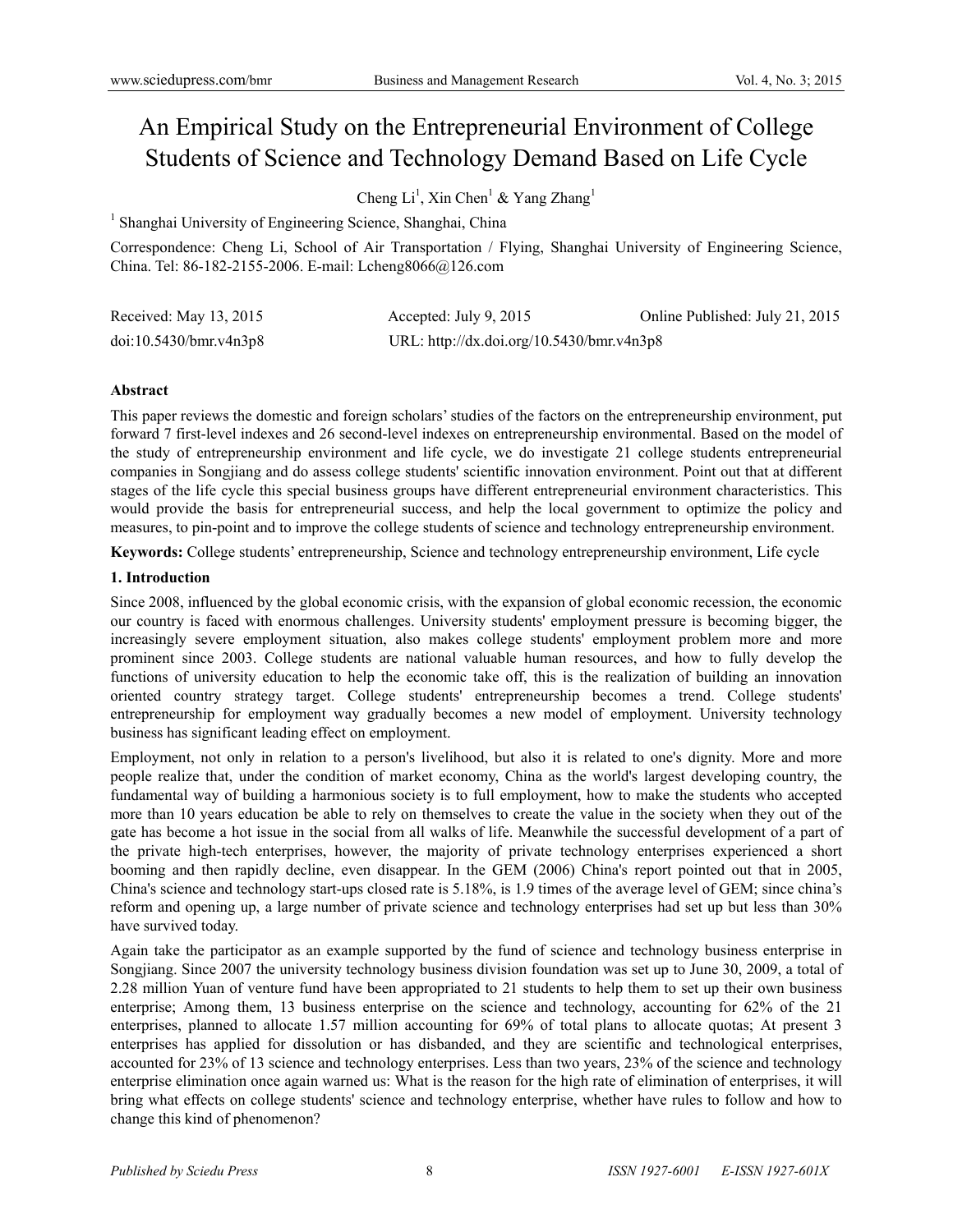# An Empirical Study on the Entrepreneurial Environment of College Students of Science and Technology Demand Based on Life Cycle

Cheng Li[1], Xin Chen[1] & Yang Zhang[1]

[1] Shanghai University of Engineering Science, Shanghai, China

Correspondence: Cheng Li, School of Air Transportation / Flying, Shanghai University of Engineering Science, China. Tel: 86-182-2155-2006. E-mail: Lcheng8066@126.com

| Received: May 13, 2015 | Accepted: July 9, 2015 | Online Published: July 21, 2015 |
|---|---|---|
| doi:10.5430/bmr.v4n3p8 | URL: http://dx.doi.org/10.5430/bmr.v4n3p8 | |

## Abstract

This paper reviews the domestic and foreign scholars' studies of the factors on the entrepreneurship environment, put forward 7 first-level indexes and 26 second-level indexes on entrepreneurship environmental. Based on the model of the study of entrepreneurship environment and life cycle, we do investigate 21 college students entrepreneurial companies in Songjiang and do assess college students' scientific innovation environment. Point out that at different stages of the life cycle this special business groups have different entrepreneurial environment characteristics. This would provide the basis for entrepreneurial success, and help the local government to optimize the policy and measures, to pin-point and to improve the college students of science and technology entrepreneurship environment.

**Keywords:** College students' entrepreneurship, Science and technology entrepreneurship environment, Life cycle

## 1. Introduction

Since 2008, influenced by the global economic crisis, with the expansion of global economic recession, the economic our country is faced with enormous challenges. University students' employment pressure is becoming bigger, the increasingly severe employment situation, also makes college students' employment problem more and more prominent since 2003. College students are national valuable human resources, and how to fully develop the functions of university education to help the economic take off, this is the realization of building an innovation oriented country strategy target. College students' entrepreneurship becomes a trend. College students' entrepreneurship for employment way gradually becomes a new model of employment. University technology business has significant leading effect on employment.

Employment, not only in relation to a person's livelihood, but also it is related to one's dignity. More and more people realize that, under the condition of market economy, China as the world's largest developing country, the fundamental way of building a harmonious society is to full employment, how to make the students who accepted more than 10 years education be able to rely on themselves to create the value in the society when they out of the gate has become a hot issue in the social from all walks of life. Meanwhile the successful development of a part of the private high-tech enterprises, however, the majority of private technology enterprises experienced a short booming and then rapidly decline, even disappear. In the GEM (2006) China's report pointed out that in 2005, China's science and technology start-ups closed rate is 5.18%, is 1.9 times of the average level of GEM; since china's reform and opening up, a large number of private science and technology enterprises had set up but less than 30% have survived today.

Again take the participator as an example supported by the fund of science and technology business enterprise in Songjiang. Since 2007 the university technology business division foundation was set up to June 30, 2009, a total of 2.28 million Yuan of venture fund have been appropriated to 21 students to help them to set up their own business enterprise; Among them, 13 business enterprise on the science and technology, accounting for 62% of the 21 enterprises, planned to allocate 1.57 million accounting for 69% of total plans to allocate quotas; At present 3 enterprises has applied for dissolution or has disbanded, and they are scientific and technological enterprises, accounted for 23% of 13 science and technology enterprises. Less than two years, 23% of the science and technology enterprise elimination once again warned us: What is the reason for the high rate of elimination of enterprises, it will bring what effects on college students' science and technology enterprise, whether have rules to follow and how to change this kind of phenomenon?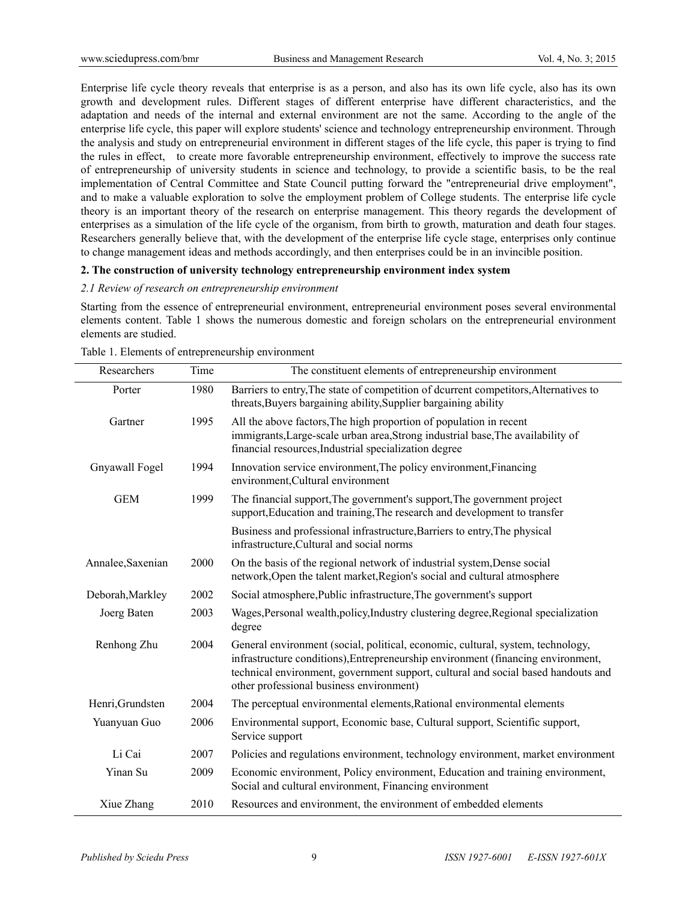Enterprise life cycle theory reveals that enterprise is as a person, and also has its own life cycle, also has its own growth and development rules. Different stages of different enterprise have different characteristics, and the adaptation and needs of the internal and external environment are not the same. According to the angle of the enterprise life cycle, this paper will explore students' science and technology entrepreneurship environment. Through the analysis and study on entrepreneurial environment in different stages of the life cycle, this paper is trying to find the rules in effect, to create more favorable entrepreneurship environment, effectively to improve the success rate of entrepreneurship of university students in science and technology, to provide a scientific basis, to be the real implementation of Central Committee and State Council putting forward the "entrepreneurial drive employment", and to make a valuable exploration to solve the employment problem of College students. The enterprise life cycle theory is an important theory of the research on enterprise management. This theory regards the development of enterprises as a simulation of the life cycle of the organism, from birth to growth, maturation and death four stages. Researchers generally believe that, with the development of the enterprise life cycle stage, enterprises only continue to change management ideas and methods accordingly, and then enterprises could be in an invincible position.

## 2. The construction of university technology entrepreneurship environment index system

### *2.1 Review of research on entrepreneurship environment*

Starting from the essence of entrepreneurial environment, entrepreneurial environment poses several environmental elements content. Table 1 shows the numerous domestic and foreign scholars on the entrepreneurial environment elements are studied.

Table 1. Elements of entrepreneurship environment

| Researchers | Time | The constituent elements of entrepreneurship environment |
|---|---|---|
| Porter | 1980 | Barriers to entry,The state of competition of dcurrent competitors,Alternatives to threats,Buyers bargaining ability,Supplier bargaining ability |
| Gartner | 1995 | All the above factors,The high proportion of population in recent immigrants,Large-scale urban area,Strong industrial base,The availability of financial resources,Industrial specialization degree |
| Gnyawall Fogel | 1994 | Innovation service environment,The policy environment,Financing environment,Cultural environment |
| GEM | 1999 | The financial support,The government's support,The government project support,Education and training,The research and development to transfer |
| | | Business and professional infrastructure,Barriers to entry,The physical infrastructure,Cultural and social norms |
| Annalee,Saxenian | 2000 | On the basis of the regional network of industrial system,Dense social network,Open the talent market,Region's social and cultural atmosphere |
| Deborah,Markley | 2002 | Social atmosphere,Public infrastructure,The government's support |
| Joerg Baten | 2003 | Wages,Personal wealth,policy,Industry clustering degree,Regional specialization degree |
| Renhong Zhu | 2004 | General environment (social, political, economic, cultural, system, technology, infrastructure conditions),Entrepreneurship environment (financing environment, technical environment, government support, cultural and social based handouts and other professional business environment) |
| Henri,Grundsten | 2004 | The perceptual environmental elements,Rational environmental elements |
| Yuanyuan Guo | 2006 | Environmental support, Economic base, Cultural support, Scientific support, Service support |
| Li Cai | 2007 | Policies and regulations environment, technology environment, market environment |
| Yinan Su | 2009 | Economic environment, Policy environment, Education and training environment, Social and cultural environment, Financing environment |
| Xiue Zhang | 2010 | Resources and environment, the environment of embedded elements |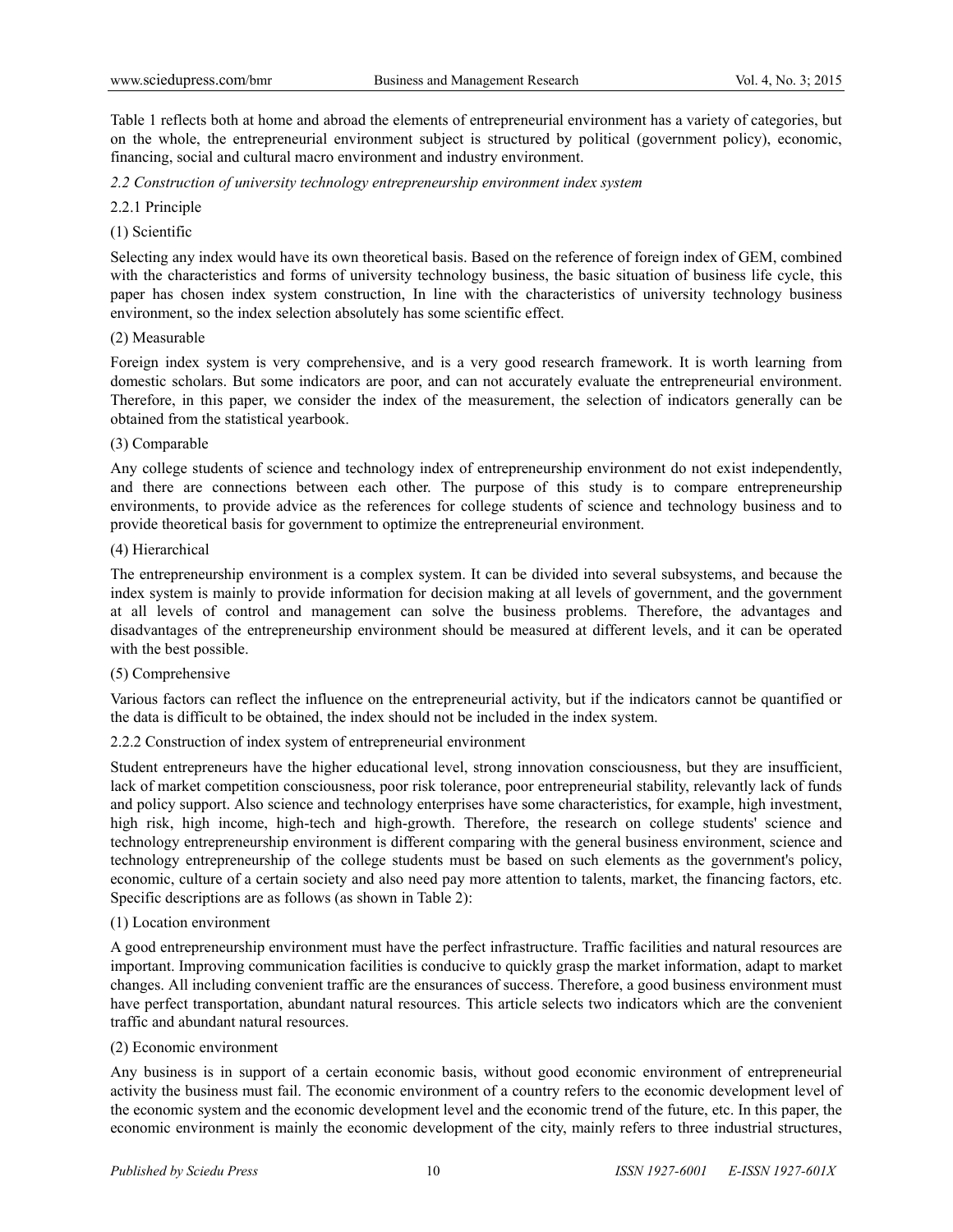Table 1 reflects both at home and abroad the elements of entrepreneurial environment has a variety of categories, but on the whole, the entrepreneurial environment subject is structured by political (government policy), economic, financing, social and cultural macro environment and industry environment.

### *2.2 Construction of university technology entrepreneurship environment index system*

#### 2.2.1 Principle

(1) Scientific

Selecting any index would have its own theoretical basis. Based on the reference of foreign index of GEM, combined with the characteristics and forms of university technology business, the basic situation of business life cycle, this paper has chosen index system construction, In line with the characteristics of university technology business environment, so the index selection absolutely has some scientific effect.

(2) Measurable

Foreign index system is very comprehensive, and is a very good research framework. It is worth learning from domestic scholars. But some indicators are poor, and can not accurately evaluate the entrepreneurial environment. Therefore, in this paper, we consider the index of the measurement, the selection of indicators generally can be obtained from the statistical yearbook.

(3) Comparable

Any college students of science and technology index of entrepreneurship environment do not exist independently, and there are connections between each other. The purpose of this study is to compare entrepreneurship environments, to provide advice as the references for college students of science and technology business and to provide theoretical basis for government to optimize the entrepreneurial environment.

(4) Hierarchical

The entrepreneurship environment is a complex system. It can be divided into several subsystems, and because the index system is mainly to provide information for decision making at all levels of government, and the government at all levels of control and management can solve the business problems. Therefore, the advantages and disadvantages of the entrepreneurship environment should be measured at different levels, and it can be operated with the best possible.

(5) Comprehensive

Various factors can reflect the influence on the entrepreneurial activity, but if the indicators cannot be quantified or the data is difficult to be obtained, the index should not be included in the index system.

#### 2.2.2 Construction of index system of entrepreneurial environment

Student entrepreneurs have the higher educational level, strong innovation consciousness, but they are insufficient, lack of market competition consciousness, poor risk tolerance, poor entrepreneurial stability, relevantly lack of funds and policy support. Also science and technology enterprises have some characteristics, for example, high investment, high risk, high income, high-tech and high-growth. Therefore, the research on college students' science and technology entrepreneurship environment is different comparing with the general business environment, science and technology entrepreneurship of the college students must be based on such elements as the government's policy, economic, culture of a certain society and also need pay more attention to talents, market, the financing factors, etc. Specific descriptions are as follows (as shown in Table 2):

(1) Location environment

A good entrepreneurship environment must have the perfect infrastructure. Traffic facilities and natural resources are important. Improving communication facilities is conducive to quickly grasp the market information, adapt to market changes. All including convenient traffic are the ensurances of success. Therefore, a good business environment must have perfect transportation, abundant natural resources. This article selects two indicators which are the convenient traffic and abundant natural resources.

(2) Economic environment

Any business is in support of a certain economic basis, without good economic environment of entrepreneurial activity the business must fail. The economic environment of a country refers to the economic development level of the economic system and the economic development level and the economic trend of the future, etc. In this paper, the economic environment is mainly the economic development of the city, mainly refers to three industrial structures,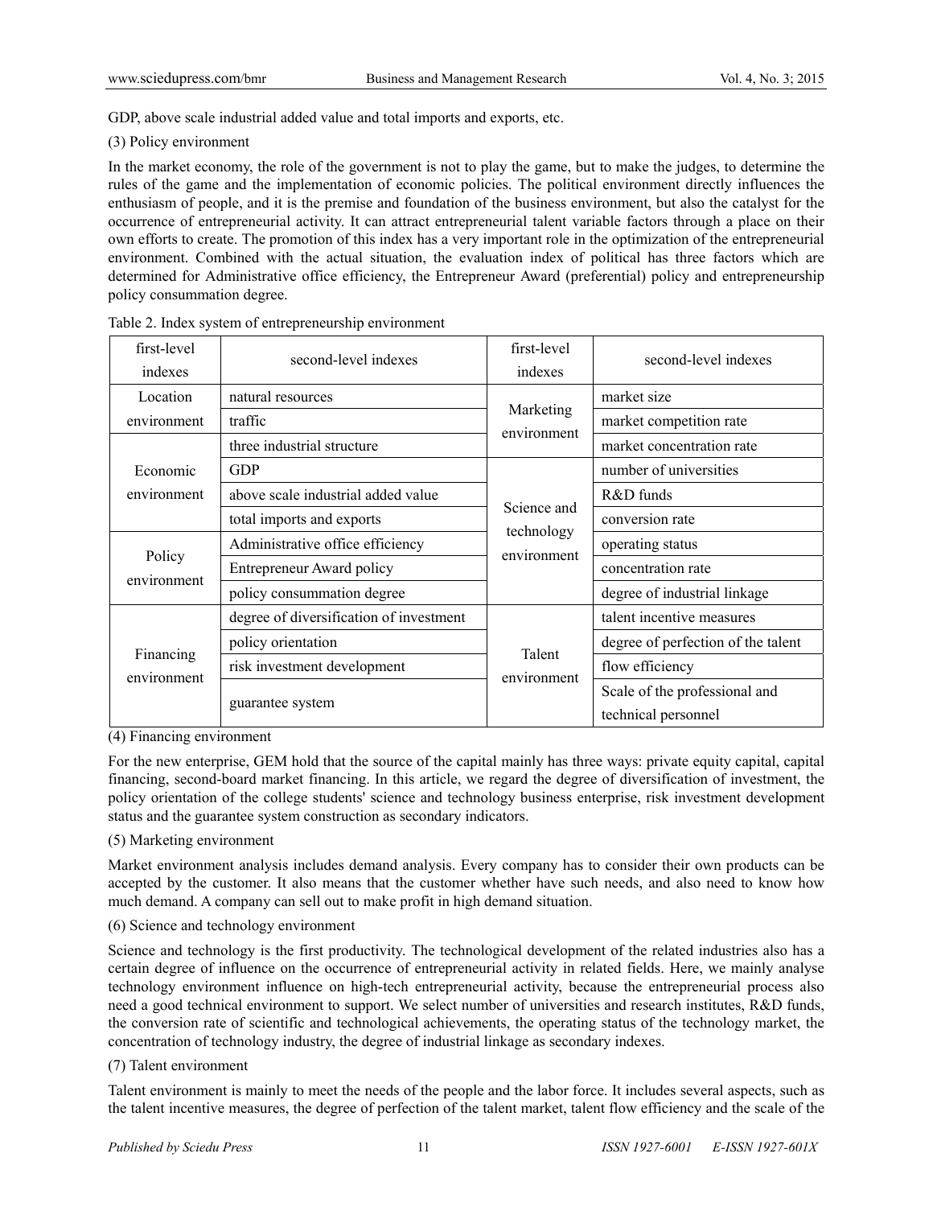GDP, above scale industrial added value and total imports and exports, etc.

(3) Policy environment

In the market economy, the role of the government is not to play the game, but to make the judges, to determine the rules of the game and the implementation of economic policies. The political environment directly influences the enthusiasm of people, and it is the premise and foundation of the business environment, but also the catalyst for the occurrence of entrepreneurial activity. It can attract entrepreneurial talent variable factors through a place on their own efforts to create. The promotion of this index has a very important role in the optimization of the entrepreneurial environment. Combined with the actual situation, the evaluation index of political has three factors which are determined for Administrative office efficiency, the Entrepreneur Award (preferential) policy and entrepreneurship policy consummation degree.

Table 2. Index system of entrepreneurship environment

| first-level indexes | second-level indexes | first-level indexes | second-level indexes |
|---|---|---|---|
| Location environment | natural resources | Marketing environment | market size |
| | traffic | | market competition rate |
| Economic environment | three industrial structure | | market concentration rate |
| | GDP | Science and technology environment | number of universities |
| | above scale industrial added value | | R&D funds |
| | total imports and exports | | conversion rate |
| Policy environment | Administrative office efficiency | | operating status |
| | Entrepreneur Award policy | | concentration rate |
| | policy consummation degree | | degree of industrial linkage |
| Financing environment | degree of diversification of investment | Talent environment | talent incentive measures |
| | policy orientation | | degree of perfection of the talent |
| | risk investment development | | flow efficiency |
| | guarantee system | | Scale of the professional and technical personnel |

(4) Financing environment

For the new enterprise, GEM hold that the source of the capital mainly has three ways: private equity capital, capital financing, second-board market financing. In this article, we regard the degree of diversification of investment, the policy orientation of the college students' science and technology business enterprise, risk investment development status and the guarantee system construction as secondary indicators.

(5) Marketing environment

Market environment analysis includes demand analysis. Every company has to consider their own products can be accepted by the customer. It also means that the customer whether have such needs, and also need to know how much demand. A company can sell out to make profit in high demand situation.

(6) Science and technology environment

Science and technology is the first productivity. The technological development of the related industries also has a certain degree of influence on the occurrence of entrepreneurial activity in related fields. Here, we mainly analyse technology environment influence on high-tech entrepreneurial activity, because the entrepreneurial process also need a good technical environment to support. We select number of universities and research institutes, R&D funds, the conversion rate of scientific and technological achievements, the operating status of the technology market, the concentration of technology industry, the degree of industrial linkage as secondary indexes.

(7) Talent environment

Talent environment is mainly to meet the needs of the people and the labor force. It includes several aspects, such as the talent incentive measures, the degree of perfection of the talent market, talent flow efficiency and the scale of the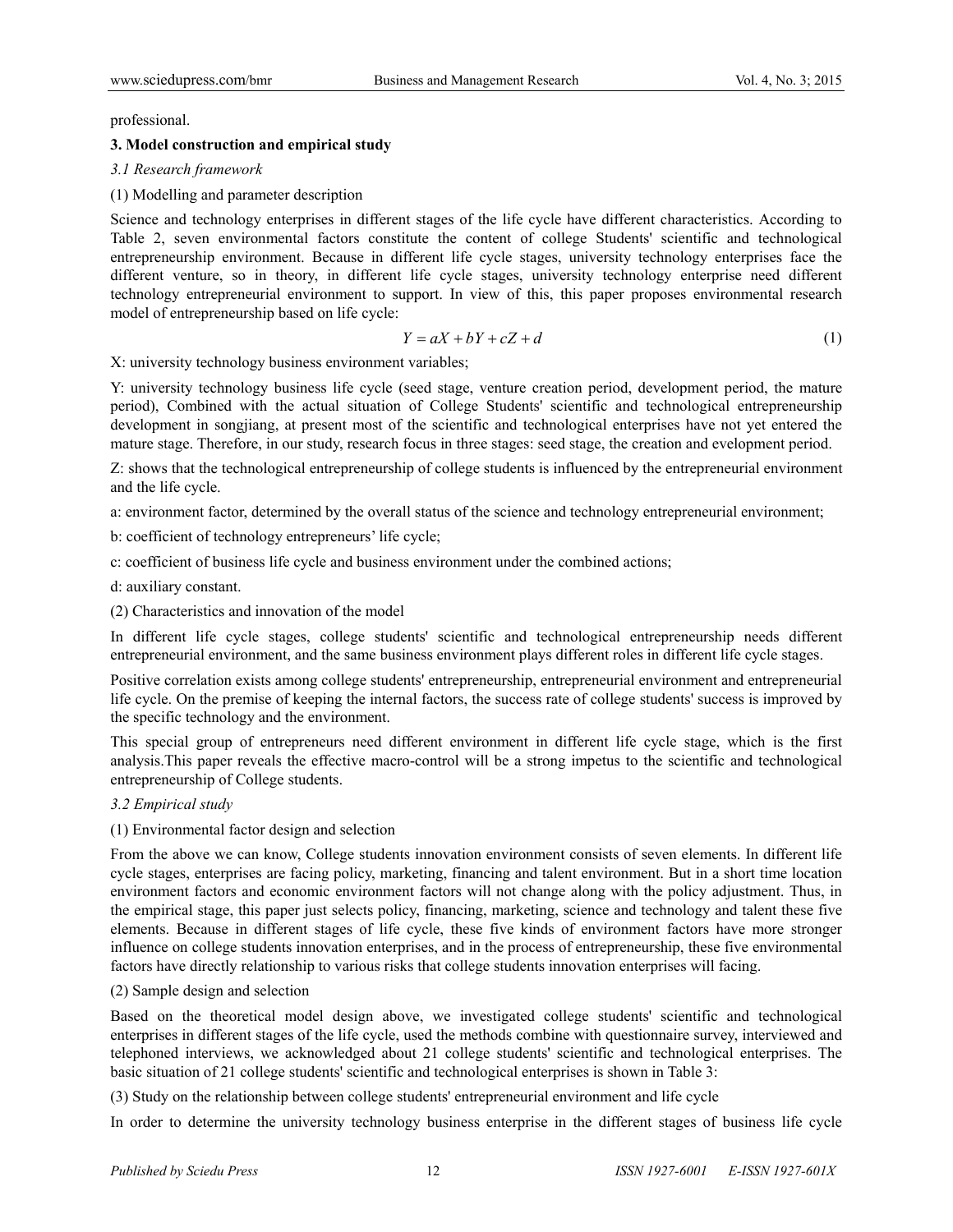professional.

### 3. Model construction and empirical study

*3.1 Research framework*

(1) Modelling and parameter description

Science and technology enterprises in different stages of the life cycle have different characteristics. According to Table 2, seven environmental factors constitute the content of college Students' scientific and technological entrepreneurship environment. Because in different life cycle stages, university technology enterprises face the different venture, so in theory, in different life cycle stages, university technology enterprise need different technology entrepreneurial environment to support. In view of this, this paper proposes environmental research model of entrepreneurship based on life cycle:

$$Y = aX + bY + cZ + d \tag{1}$$

X: university technology business environment variables;

Y: university technology business life cycle (seed stage, venture creation period, development period, the mature period), Combined with the actual situation of College Students' scientific and technological entrepreneurship development in songjiang, at present most of the scientific and technological enterprises have not yet entered the mature stage. Therefore, in our study, research focus in three stages: seed stage, the creation and evelopment period.

Z: shows that the technological entrepreneurship of college students is influenced by the entrepreneurial environment and the life cycle.

a: environment factor, determined by the overall status of the science and technology entrepreneurial environment;

b: coefficient of technology entrepreneurs' life cycle;

c: coefficient of business life cycle and business environment under the combined actions;

d: auxiliary constant.

(2) Characteristics and innovation of the model

In different life cycle stages, college students' scientific and technological entrepreneurship needs different entrepreneurial environment, and the same business environment plays different roles in different life cycle stages.

Positive correlation exists among college students' entrepreneurship, entrepreneurial environment and entrepreneurial life cycle. On the premise of keeping the internal factors, the success rate of college students' success is improved by the specific technology and the environment.

This special group of entrepreneurs need different environment in different life cycle stage, which is the first analysis.This paper reveals the effective macro-control will be a strong impetus to the scientific and technological entrepreneurship of College students.

*3.2 Empirical study*

(1) Environmental factor design and selection

From the above we can know, College students innovation environment consists of seven elements. In different life cycle stages, enterprises are facing policy, marketing, financing and talent environment. But in a short time location environment factors and economic environment factors will not change along with the policy adjustment. Thus, in the empirical stage, this paper just selects policy, financing, marketing, science and technology and talent these five elements. Because in different stages of life cycle, these five kinds of environment factors have more stronger influence on college students innovation enterprises, and in the process of entrepreneurship, these five environmental factors have directly relationship to various risks that college students innovation enterprises will facing.

(2) Sample design and selection

Based on the theoretical model design above, we investigated college students' scientific and technological enterprises in different stages of the life cycle, used the methods combine with questionnaire survey, interviewed and telephoned interviews, we acknowledged about 21 college students' scientific and technological enterprises. The basic situation of 21 college students' scientific and technological enterprises is shown in Table 3:

(3) Study on the relationship between college students' entrepreneurial environment and life cycle

In order to determine the university technology business enterprise in the different stages of business life cycle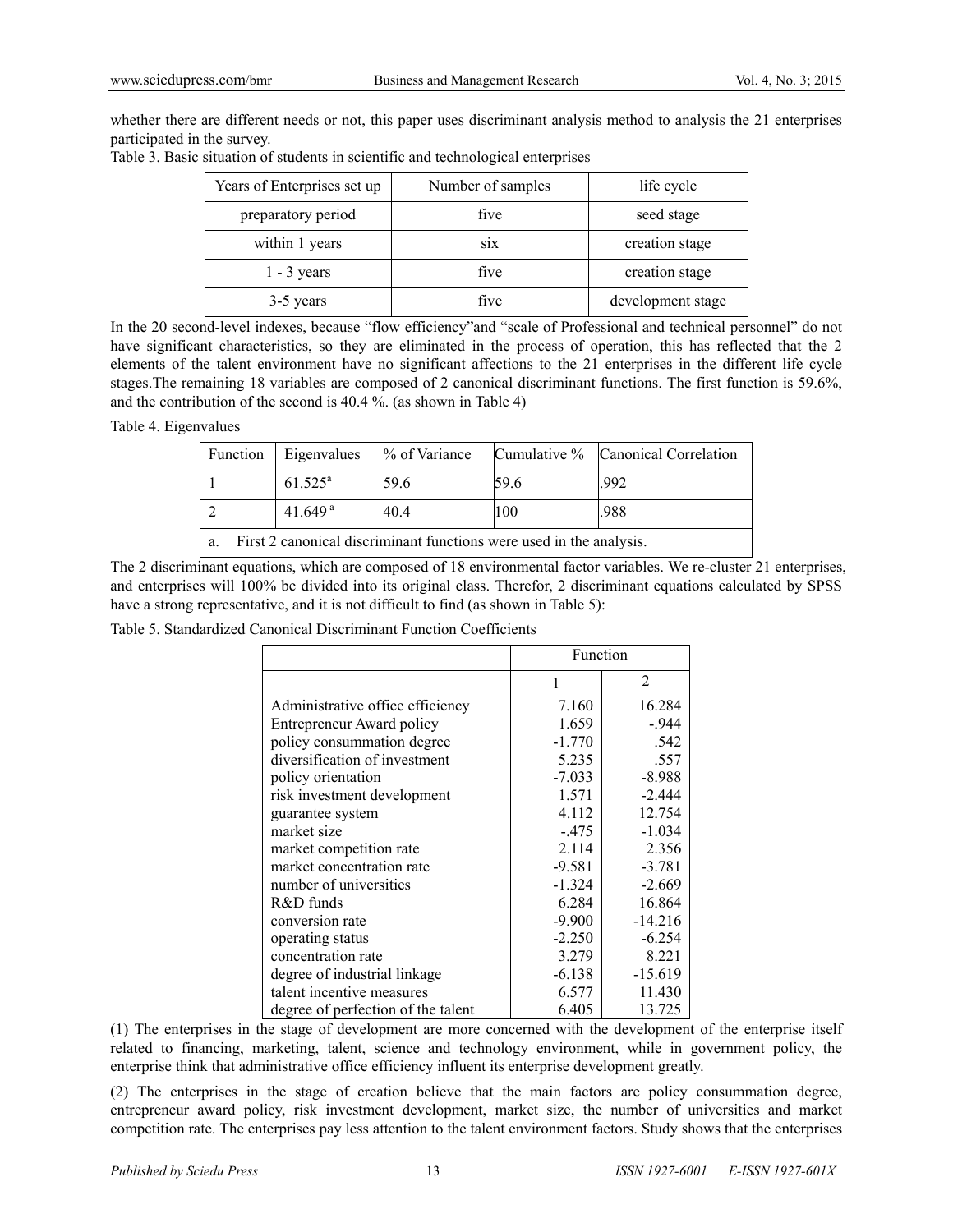whether there are different needs or not, this paper uses discriminant analysis method to analysis the 21 enterprises participated in the survey.

Table 3. Basic situation of students in scientific and technological enterprises

| Years of Enterprises set up | Number of samples | life cycle |
|---|---|---|
| preparatory period | five | seed stage |
| within 1 years | six | creation stage |
| 1 - 3 years | five | creation stage |
| 3-5 years | five | development stage |

In the 20 second-level indexes, because "flow efficiency"and "scale of Professional and technical personnel" do not have significant characteristics, so they are eliminated in the process of operation, this has reflected that the 2 elements of the talent environment have no significant affections to the 21 enterprises in the different life cycle stages.The remaining 18 variables are composed of 2 canonical discriminant functions. The first function is 59.6%, and the contribution of the second is 40.4 %. (as shown in Table 4)

Table 4. Eigenvalues

| Function | Eigenvalues | % of Variance | Cumulative % | Canonical Correlation |
|---|---|---|---|---|
| 1 | 61.525[a] | 59.6 | 59.6 | .992 |
| 2 | 41.649[a] | 40.4 | 100 | .988 |
| a. First 2 canonical discriminant functions were used in the analysis. | | | | |

The 2 discriminant equations, which are composed of 18 environmental factor variables. We re-cluster 21 enterprises, and enterprises will 100% be divided into its original class. Therefor, 2 discriminant equations calculated by SPSS have a strong representative, and it is not difficult to find (as shown in Table 5):

Table 5. Standardized Canonical Discriminant Function Coefficients

| | Function | |
|---|---|---|
| | 1 | 2 |
| Administrative office efficiency | 7.160 | 16.284 |
| Entrepreneur Award policy | 1.659 | -.944 |
| policy consummation degree | -1.770 | .542 |
| diversification of investment | 5.235 | .557 |
| policy orientation | -7.033 | -8.988 |
| risk investment development | 1.571 | -2.444 |
| guarantee system | 4.112 | 12.754 |
| market size | -.475 | -1.034 |
| market competition rate | 2.114 | 2.356 |
| market concentration rate | -9.581 | -3.781 |
| number of universities | -1.324 | -2.669 |
| R&D funds | 6.284 | 16.864 |
| conversion rate | -9.900 | -14.216 |
| operating status | -2.250 | -6.254 |
| concentration rate | 3.279 | 8.221 |
| degree of industrial linkage | -6.138 | -15.619 |
| talent incentive measures | 6.577 | 11.430 |
| degree of perfection of the talent | 6.405 | 13.725 |

(1) The enterprises in the stage of development are more concerned with the development of the enterprise itself related to financing, marketing, talent, science and technology environment, while in government policy, the enterprise think that administrative office efficiency influent its enterprise development greatly.

(2) The enterprises in the stage of creation believe that the main factors are policy consummation degree, entrepreneur award policy, risk investment development, market size, the number of universities and market competition rate. The enterprises pay less attention to the talent environment factors. Study shows that the enterprises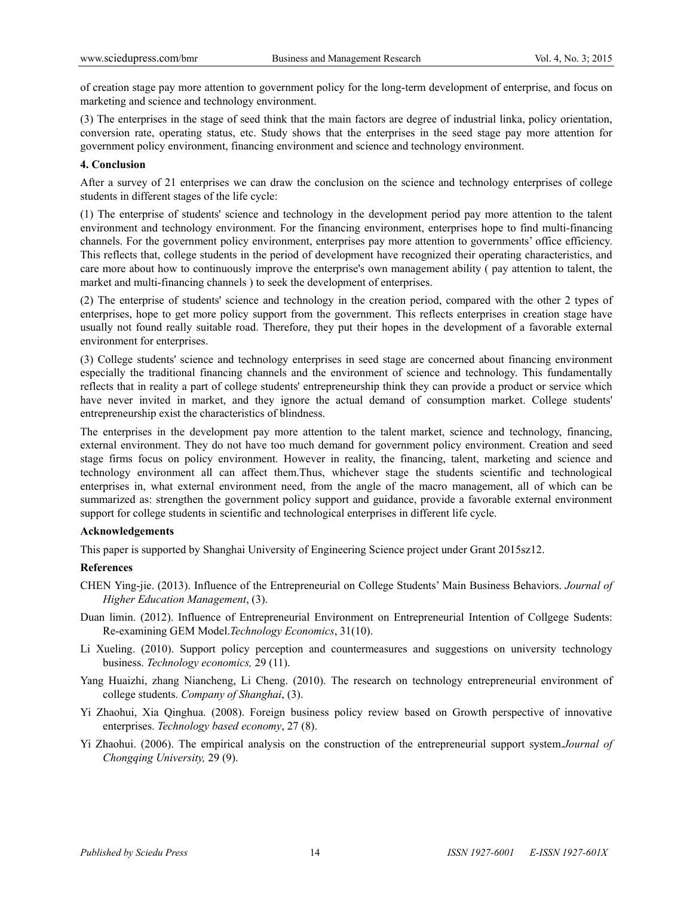of creation stage pay more attention to government policy for the long-term development of enterprise, and focus on marketing and science and technology environment.

(3) The enterprises in the stage of seed think that the main factors are degree of industrial linka, policy orientation, conversion rate, operating status, etc. Study shows that the enterprises in the seed stage pay more attention for government policy environment, financing environment and science and technology environment.

## 4. Conclusion

After a survey of 21 enterprises we can draw the conclusion on the science and technology enterprises of college students in different stages of the life cycle:

(1) The enterprise of students' science and technology in the development period pay more attention to the talent environment and technology environment. For the financing environment, enterprises hope to find multi-financing channels. For the government policy environment, enterprises pay more attention to governments' office efficiency. This reflects that, college students in the period of development have recognized their operating characteristics, and care more about how to continuously improve the enterprise's own management ability ( pay attention to talent, the market and multi-financing channels ) to seek the development of enterprises.

(2) The enterprise of students' science and technology in the creation period, compared with the other 2 types of enterprises, hope to get more policy support from the government. This reflects enterprises in creation stage have usually not found really suitable road. Therefore, they put their hopes in the development of a favorable external environment for enterprises.

(3) College students' science and technology enterprises in seed stage are concerned about financing environment especially the traditional financing channels and the environment of science and technology. This fundamentally reflects that in reality a part of college students' entrepreneurship think they can provide a product or service which have never invited in market, and they ignore the actual demand of consumption market. College students' entrepreneurship exist the characteristics of blindness.

The enterprises in the development pay more attention to the talent market, science and technology, financing, external environment. They do not have too much demand for government policy environment. Creation and seed stage firms focus on policy environment. However in reality, the financing, talent, marketing and science and technology environment all can affect them.Thus, whichever stage the students scientific and technological enterprises in, what external environment need, from the angle of the macro management, all of which can be summarized as: strengthen the government policy support and guidance, provide a favorable external environment support for college students in scientific and technological enterprises in different life cycle.

## Acknowledgements

This paper is supported by Shanghai University of Engineering Science project under Grant 2015sz12.

## References

CHEN Ying-jie. (2013). Influence of the Entrepreneurial on College Students' Main Business Behaviors. *Journal of Higher Education Management*, (3).

Duan limin. (2012). Influence of Entrepreneurial Environment on Entrepreneurial Intention of Collgege Sudents: Re-examining GEM Model.*Technology Economics*, 31(10).

Li Xueling. (2010). Support policy perception and countermeasures and suggestions on university technology business. *Technology economics,* 29 (11).

Yang Huaizhi, zhang Niancheng, Li Cheng. (2010). The research on technology entrepreneurial environment of college students. *Company of Shanghai*, (3).

Yi Zhaohui, Xia Qinghua. (2008). Foreign business policy review based on Growth perspective of innovative enterprises. *Technology based economy*, 27 (8).

Yi Zhaohui. (2006). The empirical analysis on the construction of the entrepreneurial support system.*Journal of Chongqing University,* 29 (9).